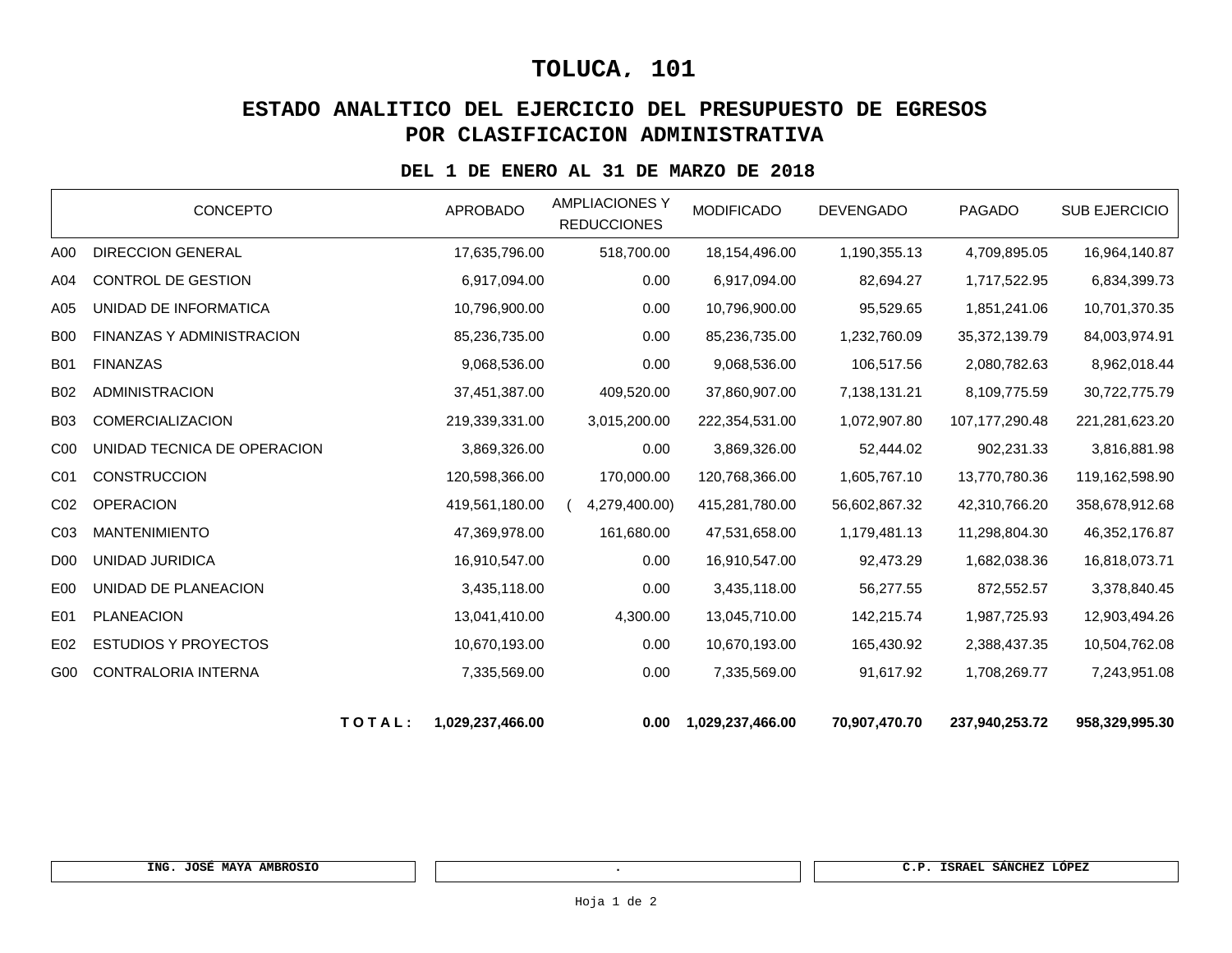# TOLUCA, 101

## ESTADO ANALITICO DEL EJERCICIO DEL PRESUPUESTO DE EGRESOS
## POR CLASIFICACION ADMINISTRATIVA

### DEL 1 DE ENERO AL 31 DE MARZO DE 2018

| | CONCEPTO | APROBADO | AMPLIACIONES Y REDUCCIONES | MODIFICADO | DEVENGADO | PAGADO | SUB EJERCICIO |
|---|---|---|---|---|---|---|---|
| A00 | DIRECCION GENERAL | 17,635,796.00 | 518,700.00 | 18,154,496.00 | 1,190,355.13 | 4,709,895.05 | 16,964,140.87 |
| A04 | CONTROL DE GESTION | 6,917,094.00 | 0.00 | 6,917,094.00 | 82,694.27 | 1,717,522.95 | 6,834,399.73 |
| A05 | UNIDAD DE INFORMATICA | 10,796,900.00 | 0.00 | 10,796,900.00 | 95,529.65 | 1,851,241.06 | 10,701,370.35 |
| B00 | FINANZAS Y ADMINISTRACION | 85,236,735.00 | 0.00 | 85,236,735.00 | 1,232,760.09 | 35,372,139.79 | 84,003,974.91 |
| B01 | FINANZAS | 9,068,536.00 | 0.00 | 9,068,536.00 | 106,517.56 | 2,080,782.63 | 8,962,018.44 |
| B02 | ADMINISTRACION | 37,451,387.00 | 409,520.00 | 37,860,907.00 | 7,138,131.21 | 8,109,775.59 | 30,722,775.79 |
| B03 | COMERCIALIZACION | 219,339,331.00 | 3,015,200.00 | 222,354,531.00 | 1,072,907.80 | 107,177,290.48 | 221,281,623.20 |
| C00 | UNIDAD TECNICA DE OPERACION | 3,869,326.00 | 0.00 | 3,869,326.00 | 52,444.02 | 902,231.33 | 3,816,881.98 |
| C01 | CONSTRUCCION | 120,598,366.00 | 170,000.00 | 120,768,366.00 | 1,605,767.10 | 13,770,780.36 | 119,162,598.90 |
| C02 | OPERACION | 419,561,180.00 | ( 4,279,400.00) | 415,281,780.00 | 56,602,867.32 | 42,310,766.20 | 358,678,912.68 |
| C03 | MANTENIMIENTO | 47,369,978.00 | 161,680.00 | 47,531,658.00 | 1,179,481.13 | 11,298,804.30 | 46,352,176.87 |
| D00 | UNIDAD JURIDICA | 16,910,547.00 | 0.00 | 16,910,547.00 | 92,473.29 | 1,682,038.36 | 16,818,073.71 |
| E00 | UNIDAD DE PLANEACION | 3,435,118.00 | 0.00 | 3,435,118.00 | 56,277.55 | 872,552.57 | 3,378,840.45 |
| E01 | PLANEACION | 13,041,410.00 | 4,300.00 | 13,045,710.00 | 142,215.74 | 1,987,725.93 | 12,903,494.26 |
| E02 | ESTUDIOS Y PROYECTOS | 10,670,193.00 | 0.00 | 10,670,193.00 | 165,430.92 | 2,388,437.35 | 10,504,762.08 |
| G00 | CONTRALORIA INTERNA | 7,335,569.00 | 0.00 | 7,335,569.00 | 91,617.92 | 1,708,269.77 | 7,243,951.08 |
| | **T O T A L :** | **1,029,237,466.00** | **0.00** | **1,029,237,466.00** | **70,907,470.70** | **237,940,253.72** | **958,329,995.30** |

| ING. JOSÉ MAYA AMBROSIO | . | C.P. ISRAEL SÁNCHEZ LÓPEZ |
|---|---|---|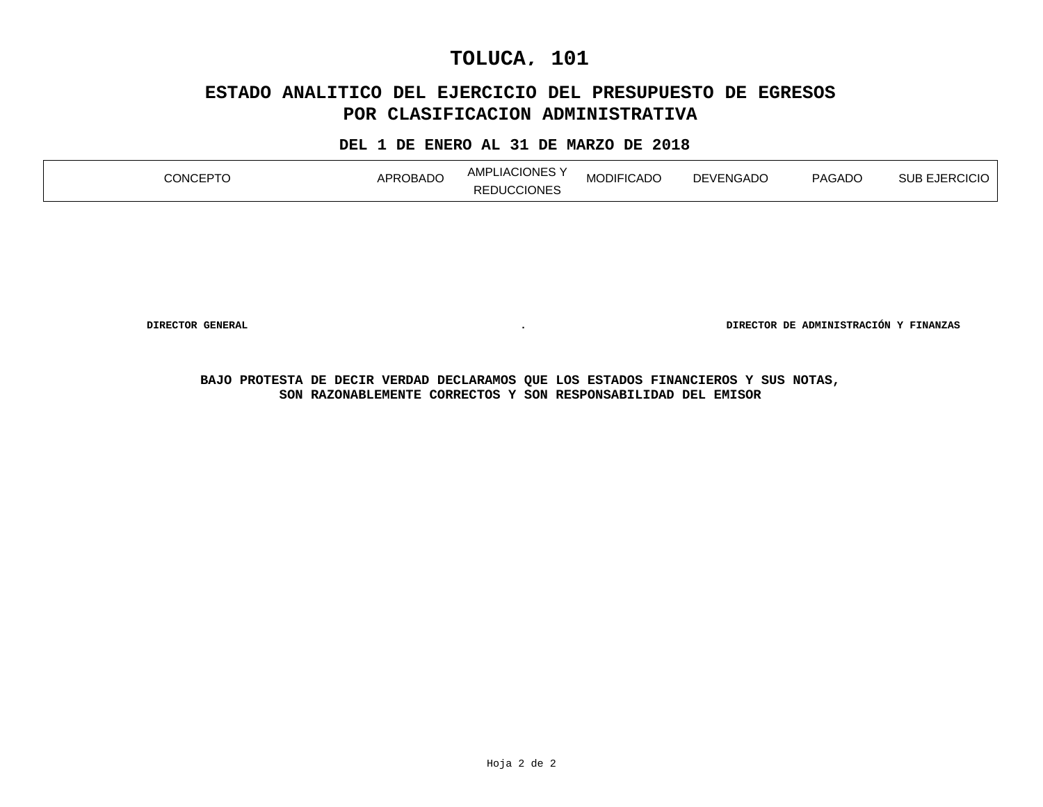# TOLUCA, 101

## ESTADO ANALITICO DEL EJERCICIO DEL PRESUPUESTO DE EGRESOS
## POR CLASIFICACION ADMINISTRATIVA

### DEL 1 DE ENERO AL 31 DE MARZO DE 2018

| CONCEPTO | APROBADO | AMPLIACIONES Y REDUCCIONES | MODIFICADO | DEVENGADO | PAGADO | SUB EJERCICIO |
|---|---|---|---|---|---|---|

**DIRECTOR GENERAL** . **DIRECTOR DE ADMINISTRACIÓN Y FINANZAS**

**BAJO PROTESTA DE DECIR VERDAD DECLARAMOS QUE LOS ESTADOS FINANCIEROS Y SUS NOTAS, SON RAZONABLEMENTE CORRECTOS Y SON RESPONSABILIDAD DEL EMISOR**